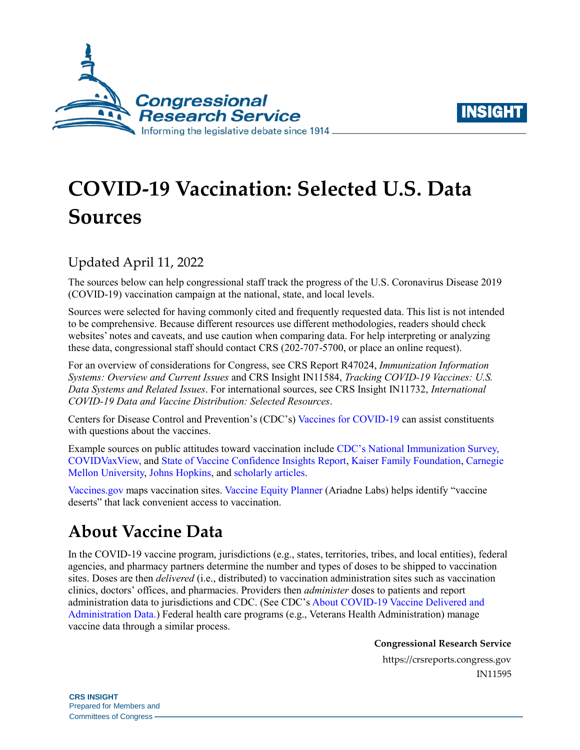# COVID-19 Vaccination: Selected U.S. Data Sources

Updated April 11, 2022

The sources below can help congressional staff track the progress of the U.S. Coronavirus Disease 2019 (COVID-19) vaccination campaign at the national, state, and local levels.

Sources were selected for having commonly cited and frequently requested data. This list is not intended to be comprehensive. Because different resources use different methodologies, readers should check websites' notes and caveats, and use caution when comparing data. For help interpreting or analyzing these data, congressional staff should contact CRS (202-707-5700, or place an online request).

For an overview of considerations for Congress, see CRS Report R47024, *Immunization Information Systems: Overview and Current Issues* and CRS Insight IN11584, *Tracking COVID-19 Vaccines: U.S. Data Systems and Related Issues*. For international sources, see CRS Insight IN11732, *International COVID-19 Data and Vaccine Distribution: Selected Resources*.

Centers for Disease Control and Prevention's (CDC's) Vaccines for COVID-19 can assist constituents with questions about the vaccines.

Example sources on public attitudes toward vaccination include CDC's National Immunization Survey, COVIDVaxView, and State of Vaccine Confidence Insights Report, Kaiser Family Foundation, Carnegie Mellon University, Johns Hopkins, and scholarly articles.

Vaccines.gov maps vaccination sites. Vaccine Equity Planner (Ariadne Labs) helps identify "vaccine deserts" that lack convenient access to vaccination.

## About Vaccine Data

In the COVID-19 vaccine program, jurisdictions (e.g., states, territories, tribes, and local entities), federal agencies, and pharmacy partners determine the number and types of doses to be shipped to vaccination sites. Doses are then *delivered* (i.e., distributed) to vaccination administration sites such as vaccination clinics, doctors' offices, and pharmacies. Providers then *administer* doses to patients and report administration data to jurisdictions and CDC. (See CDC's About COVID-19 Vaccine Delivered and Administration Data.) Federal health care programs (e.g., Veterans Health Administration) manage vaccine data through a similar process.

**Congressional Research Service**

https://crsreports.congress.gov

IN11595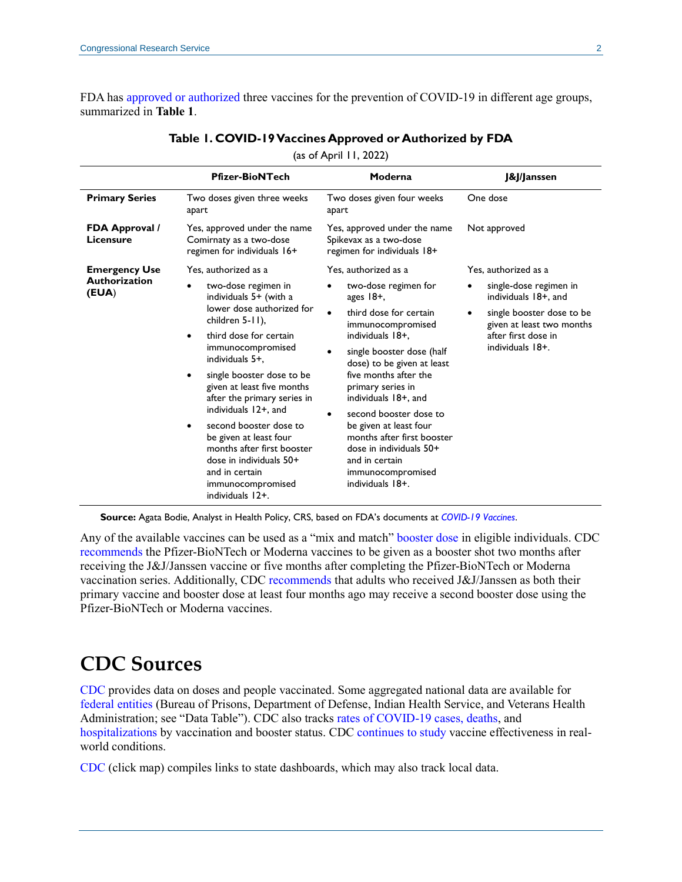FDA has approved or authorized three vaccines for the prevention of COVID-19 in different age groups, summarized in **Table 1**.

**Table 1. COVID-19 Vaccines Approved or Authorized by FDA**

(as of April 11, 2022)

| | Pfizer-BioNTech | Moderna | J&J/Janssen |
|---|---|---|---|
| **Primary Series** | Two doses given three weeks apart | Two doses given four weeks apart | One dose |
| **FDA Approval / Licensure** | Yes, approved under the name Comirnaty as a two-dose regimen for individuals 16+ | Yes, approved under the name Spikevax as a two-dose regimen for individuals 18+ | Not approved |
| **Emergency Use Authorization (EUA)** | Yes, authorized as a<br>• two-dose regimen in individuals 5+ (with a lower dose authorized for children 5-11),<br>• third dose for certain immunocompromised individuals 5+,<br>• single booster dose to be given at least five months after the primary series in individuals 12+, and<br>• second booster dose to be given at least four months after first booster dose in individuals 50+ and in certain immunocompromised individuals 12+. | Yes, authorized as a<br>• two-dose regimen for ages 18+,<br>• third dose for certain immunocompromised individuals 18+,<br>• single booster dose (half dose) to be given at least five months after the primary series in individuals 18+, and<br>• second booster dose to be given at least four months after first booster dose in individuals 50+ and in certain immunocompromised individuals 18+. | Yes, authorized as a<br>• single-dose regimen in individuals 18+, and<br>• single booster dose to be given at least two months after first dose in individuals 18+. |

**Source:** Agata Bodie, Analyst in Health Policy, CRS, based on FDA's documents at *COVID-19 Vaccines*.

Any of the available vaccines can be used as a "mix and match" booster dose in eligible individuals. CDC recommends the Pfizer-BioNTech or Moderna vaccines to be given as a booster shot two months after receiving the J&J/Janssen vaccine or five months after completing the Pfizer-BioNTech or Moderna vaccination series. Additionally, CDC recommends that adults who received J&J/Janssen as both their primary vaccine and booster dose at least four months ago may receive a second booster dose using the Pfizer-BioNTech or Moderna vaccines.

# CDC Sources

CDC provides data on doses and people vaccinated. Some aggregated national data are available for federal entities (Bureau of Prisons, Department of Defense, Indian Health Service, and Veterans Health Administration; see "Data Table"). CDC also tracks rates of COVID-19 cases, deaths, and hospitalizations by vaccination and booster status. CDC continues to study vaccine effectiveness in real-world conditions.

CDC (click map) compiles links to state dashboards, which may also track local data.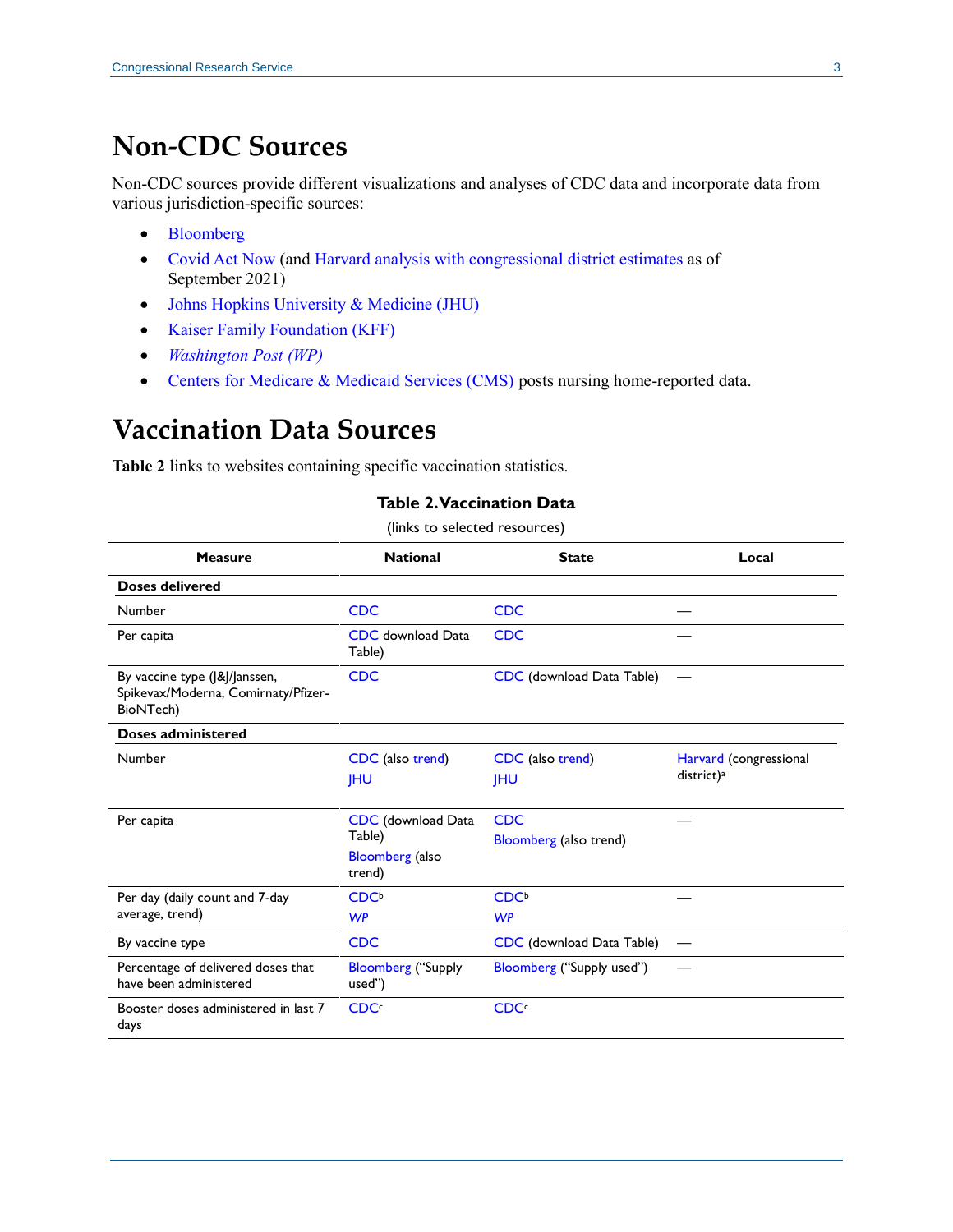## Non-CDC Sources

Non-CDC sources provide different visualizations and analyses of CDC data and incorporate data from various jurisdiction-specific sources:

- Bloomberg
- Covid Act Now (and Harvard analysis with congressional district estimates as of September 2021)
- Johns Hopkins University & Medicine (JHU)
- Kaiser Family Foundation (KFF)
- *Washington Post (WP)*
- Centers for Medicare & Medicaid Services (CMS) posts nursing home-reported data.

## Vaccination Data Sources

**Table 2** links to websites containing specific vaccination statistics.

**Table 2. Vaccination Data**

(links to selected resources)

| Measure | National | State | Local |
|---|---|---|---|
| **Doses delivered** | | | |
| Number | CDC | CDC | — |
| Per capita | CDC download Data Table) | CDC | — |
| By vaccine type (J&J/Janssen, Spikevax/Moderna, Comirnaty/Pfizer-BioNTech) | CDC | CDC (download Data Table) | — |
| **Doses administered** | | | |
| Number | CDC (also trend) JHU | CDC (also trend) JHU | Harvard (congressional district)[a] |
| Per capita | CDC (download Data Table) Bloomberg (also trend) | CDC Bloomberg (also trend) | — |
| Per day (daily count and 7-day average, trend) | CDC[b] *WP* | CDC[b] *WP* | — |
| By vaccine type | CDC | CDC (download Data Table) | — |
| Percentage of delivered doses that have been administered | Bloomberg ("Supply used") | Bloomberg ("Supply used") | — |
| Booster doses administered in last 7 days | CDC[c] | CDC[c] | |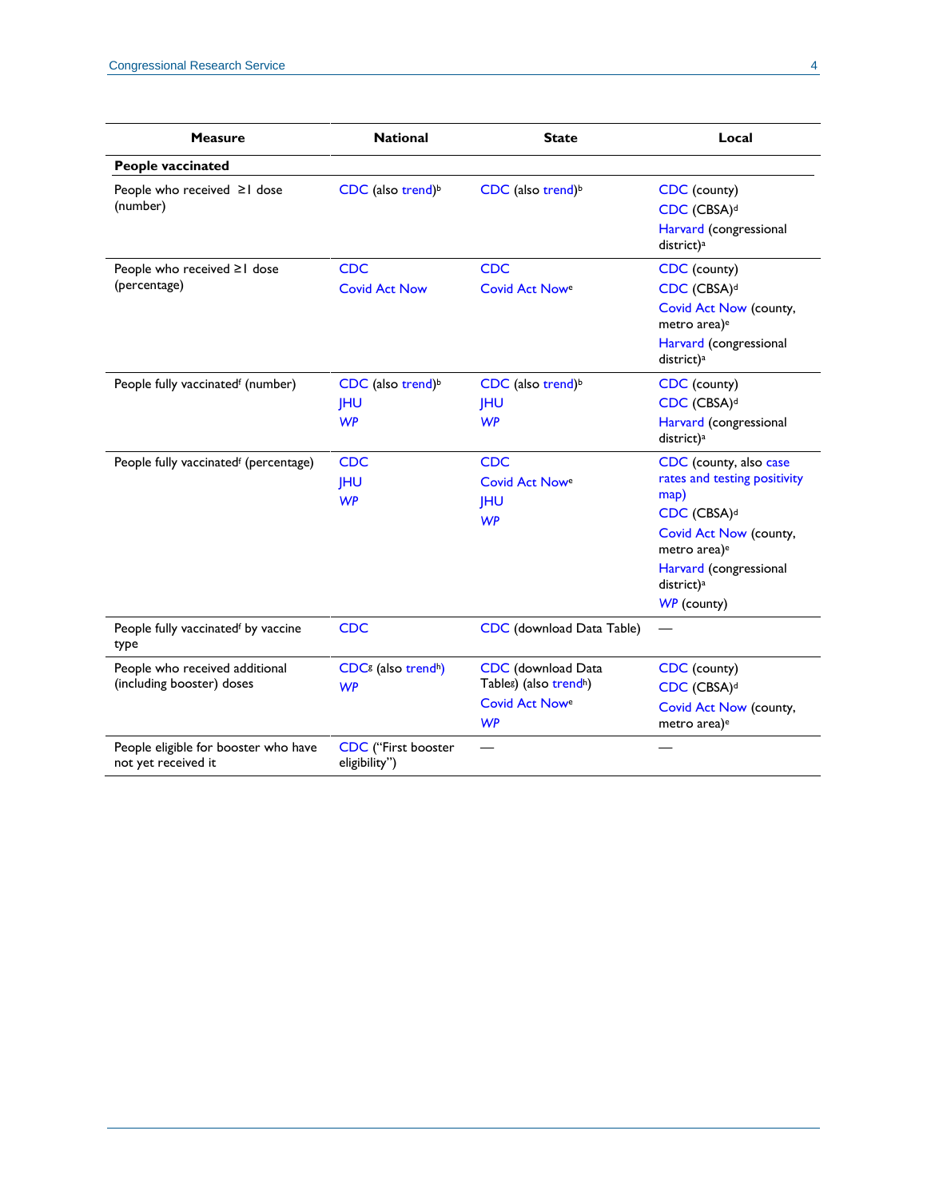| Measure | National | State | Local |
| --- | --- | --- | --- |
| **People vaccinated** | | | |
| People who received ≥1 dose (number) | CDC (also trend)[b] | CDC (also trend)[b] | CDC (county)<br>CDC (CBSA)[d]<br>Harvard (congressional district)[a] |
| People who received ≥1 dose (percentage) | CDC<br>Covid Act Now | CDC<br>Covid Act Now[e] | CDC (county)<br>CDC (CBSA)[d]<br>Covid Act Now (county, metro area)[e]<br>Harvard (congressional district)[a] |
| People fully vaccinated[f] (number) | CDC (also trend)[b]<br>JHU<br>WP | CDC (also trend)[b]<br>JHU<br>WP | CDC (county)<br>CDC (CBSA)[d]<br>Harvard (congressional district)[a] |
| People fully vaccinated[f] (percentage) | CDC<br>JHU<br>WP | CDC<br>Covid Act Now[e]<br>JHU<br>WP | CDC (county, also case rates and testing positivity map)<br>CDC (CBSA)[d]<br>Covid Act Now (county, metro area)[e]<br>Harvard (congressional district)[a]<br>WP (county) |
| People fully vaccinated[f] by vaccine type | CDC | CDC (download Data Table) | — |
| People who received additional (including booster) doses | CDC[g] (also trend[h])<br>WP | CDC (download Data Table[g]) (also trend[h])<br>Covid Act Now[e]<br>WP | CDC (county)<br>CDC (CBSA)[d]<br>Covid Act Now (county, metro area)[e] |
| People eligible for booster who have not yet received it | CDC ("First booster eligibility") | — | — |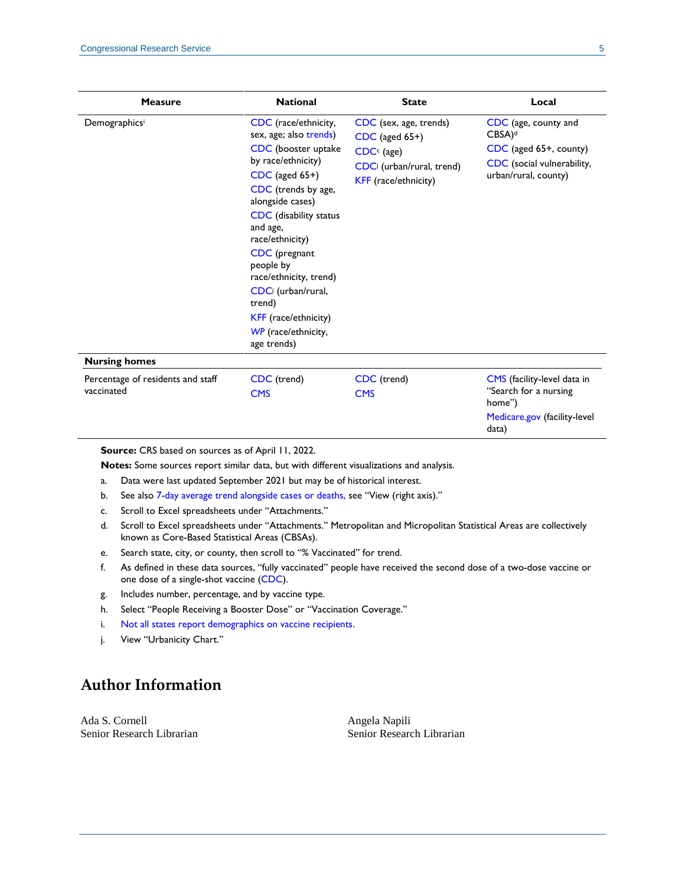| Measure | National | State | Local |
| --- | --- | --- | --- |
| Demographics[i] | CDC (race/ethnicity, sex, age; also trends) CDC (booster uptake by race/ethnicity) CDC (aged 65+) CDC (trends by age, alongside cases) CDC (disability status and age, race/ethnicity) CDC (pregnant people by race/ethnicity, trend) CDC[j] (urban/rural, trend) KFF (race/ethnicity) WP (race/ethnicity, age trends) | CDC (sex, age, trends) CDC (aged 65+) CDC[c] (age) CDC[j] (urban/rural, trend) KFF (race/ethnicity) | CDC (age, county and CBSA)[d] CDC (aged 65+, county) CDC (social vulnerability, urban/rural, county) |
| **Nursing homes** | | | |
| Percentage of residents and staff vaccinated | CDC (trend) CMS | CDC (trend) CMS | CMS (facility-level data in "Search for a nursing home") Medicare.gov (facility-level data) |

**Source:** CRS based on sources as of April 11, 2022.

**Notes:** Some sources report similar data, but with different visualizations and analysis.

a. Data were last updated September 2021 but may be of historical interest.

b. See also 7-day average trend alongside cases or deaths, see "View (right axis)."

c. Scroll to Excel spreadsheets under "Attachments."

d. Scroll to Excel spreadsheets under "Attachments." Metropolitan and Micropolitan Statistical Areas are collectively known as Core-Based Statistical Areas (CBSAs).

e. Search state, city, or county, then scroll to "% Vaccinated" for trend.

f. As defined in these data sources, "fully vaccinated" people have received the second dose of a two-dose vaccine or one dose of a single-shot vaccine (CDC).

g. Includes number, percentage, and by vaccine type.

h. Select "People Receiving a Booster Dose" or "Vaccination Coverage."

i. Not all states report demographics on vaccine recipients.

j. View "Urbanicity Chart."

## Author Information

Ada S. Cornell
Senior Research Librarian

Angela Napili
Senior Research Librarian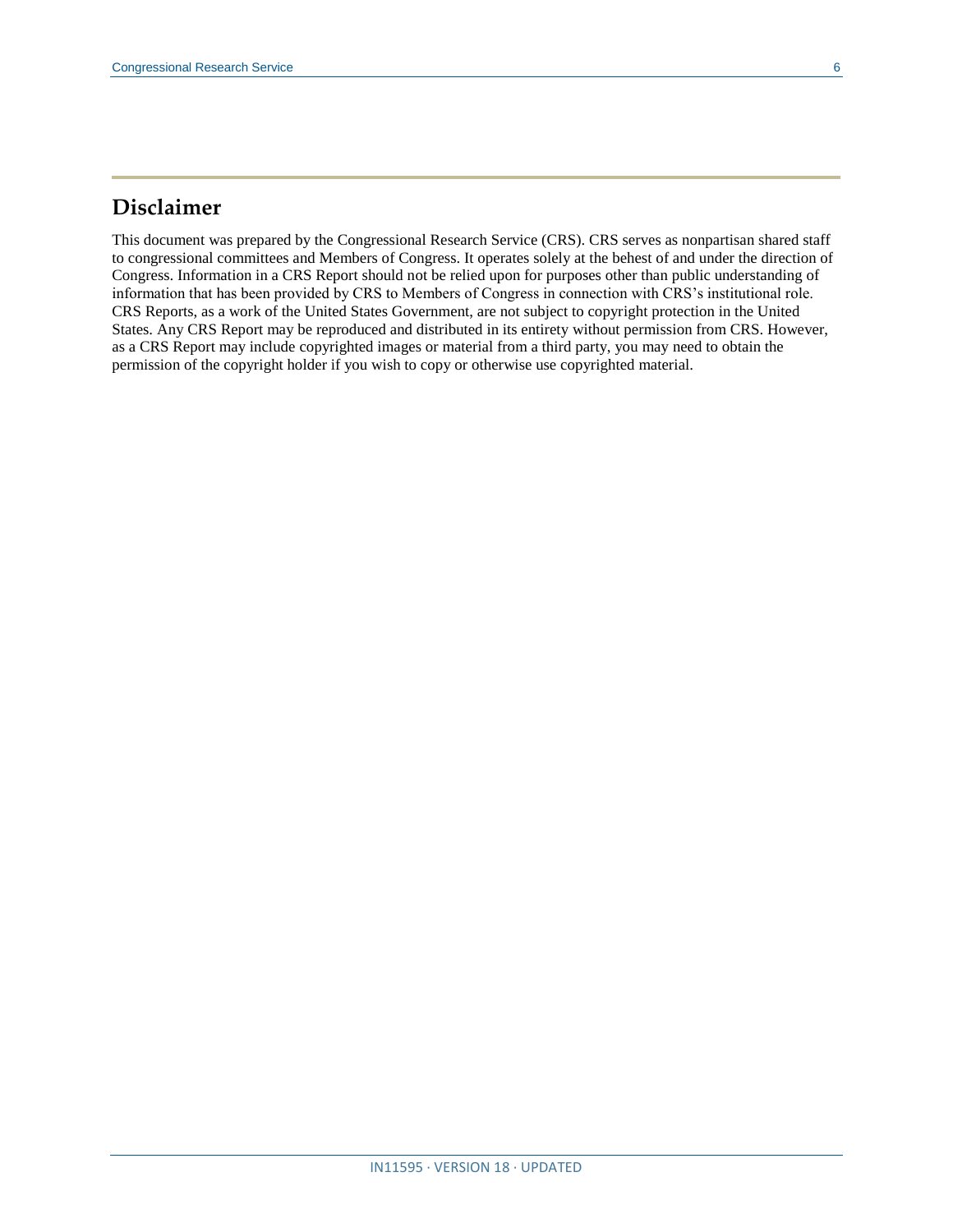## Disclaimer

This document was prepared by the Congressional Research Service (CRS). CRS serves as nonpartisan shared staff to congressional committees and Members of Congress. It operates solely at the behest of and under the direction of Congress. Information in a CRS Report should not be relied upon for purposes other than public understanding of information that has been provided by CRS to Members of Congress in connection with CRS's institutional role. CRS Reports, as a work of the United States Government, are not subject to copyright protection in the United States. Any CRS Report may be reproduced and distributed in its entirety without permission from CRS. However, as a CRS Report may include copyrighted images or material from a third party, you may need to obtain the permission of the copyright holder if you wish to copy or otherwise use copyrighted material.